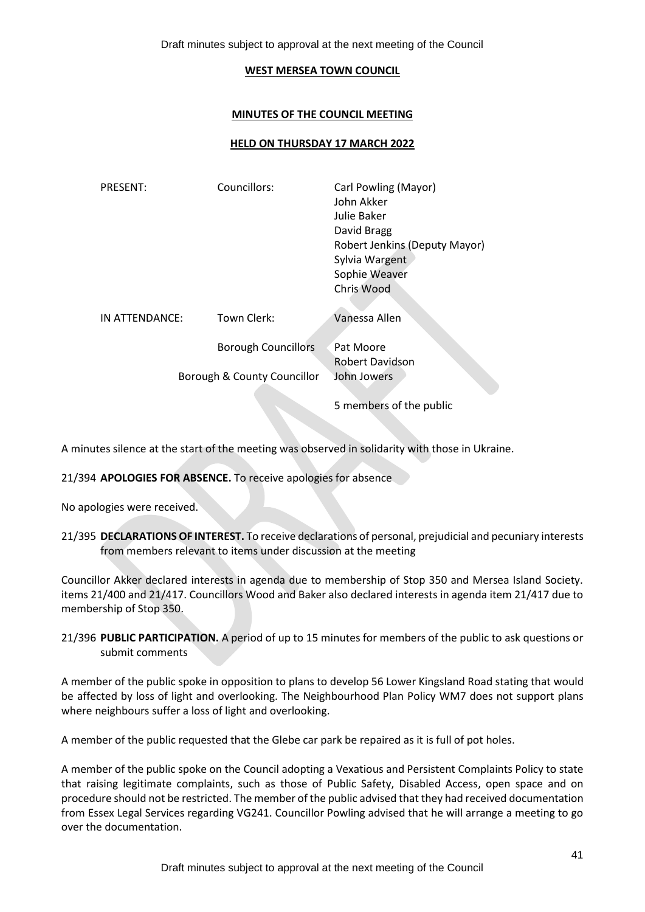# WEST MERSEA TOWN COUNCIL

## MINUTES OF THE COUNCIL MEETING

## HELD ON THURSDAY 17 MARCH 2022

| | | |
|---|---|---|
| PRESENT: | Councillors: | Carl Powling (Mayor) |
| | | John Akker |
| | | Julie Baker |
| | | David Bragg |
| | | Robert Jenkins (Deputy Mayor) |
| | | Sylvia Wargent |
| | | Sophie Weaver |
| | | Chris Wood |
| IN ATTENDANCE: | Town Clerk: | Vanessa Allen |
| | Borough Councillors | Pat Moore |
| | | Robert Davidson |
| | Borough & County Councillor | John Jowers |
| | | 5 members of the public |

A minutes silence at the start of the meeting was observed in solidarity with those in Ukraine.

21/394 **APOLOGIES FOR ABSENCE.** To receive apologies for absence

No apologies were received.

21/395 **DECLARATIONS OF INTEREST.** To receive declarations of personal, prejudicial and pecuniary interests from members relevant to items under discussion at the meeting

Councillor Akker declared interests in agenda due to membership of Stop 350 and Mersea Island Society. items 21/400 and 21/417. Councillors Wood and Baker also declared interests in agenda item 21/417 due to membership of Stop 350.

21/396 **PUBLIC PARTICIPATION.** A period of up to 15 minutes for members of the public to ask questions or submit comments

A member of the public spoke in opposition to plans to develop 56 Lower Kingsland Road stating that would be affected by loss of light and overlooking. The Neighbourhood Plan Policy WM7 does not support plans where neighbours suffer a loss of light and overlooking.

A member of the public requested that the Glebe car park be repaired as it is full of pot holes.

A member of the public spoke on the Council adopting a Vexatious and Persistent Complaints Policy to state that raising legitimate complaints, such as those of Public Safety, Disabled Access, open space and on procedure should not be restricted. The member of the public advised that they had received documentation from Essex Legal Services regarding VG241. Councillor Powling advised that he will arrange a meeting to go over the documentation.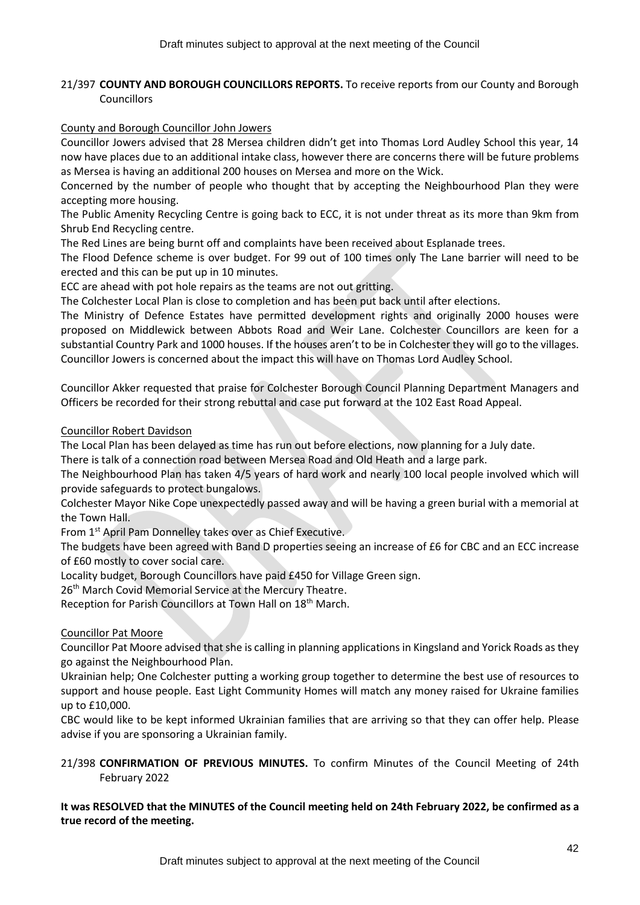21/397 **COUNTY AND BOROUGH COUNCILLORS REPORTS.** To receive reports from our County and Borough Councillors

County and Borough Councillor John Jowers

Councillor Jowers advised that 28 Mersea children didn't get into Thomas Lord Audley School this year, 14 now have places due to an additional intake class, however there are concerns there will be future problems as Mersea is having an additional 200 houses on Mersea and more on the Wick.

Concerned by the number of people who thought that by accepting the Neighbourhood Plan they were accepting more housing.

The Public Amenity Recycling Centre is going back to ECC, it is not under threat as its more than 9km from Shrub End Recycling centre.

The Red Lines are being burnt off and complaints have been received about Esplanade trees.

The Flood Defence scheme is over budget. For 99 out of 100 times only The Lane barrier will need to be erected and this can be put up in 10 minutes.

ECC are ahead with pot hole repairs as the teams are not out gritting.

The Colchester Local Plan is close to completion and has been put back until after elections.

The Ministry of Defence Estates have permitted development rights and originally 2000 houses were proposed on Middlewick between Abbots Road and Weir Lane. Colchester Councillors are keen for a substantial Country Park and 1000 houses. If the houses aren't to be in Colchester they will go to the villages. Councillor Jowers is concerned about the impact this will have on Thomas Lord Audley School.

Councillor Akker requested that praise for Colchester Borough Council Planning Department Managers and Officers be recorded for their strong rebuttal and case put forward at the 102 East Road Appeal.

Councillor Robert Davidson

The Local Plan has been delayed as time has run out before elections, now planning for a July date.

There is talk of a connection road between Mersea Road and Old Heath and a large park.

The Neighbourhood Plan has taken 4/5 years of hard work and nearly 100 local people involved which will provide safeguards to protect bungalows.

Colchester Mayor Nike Cope unexpectedly passed away and will be having a green burial with a memorial at the Town Hall.

From 1st April Pam Donnelley takes over as Chief Executive.

The budgets have been agreed with Band D properties seeing an increase of £6 for CBC and an ECC increase of £60 mostly to cover social care.

Locality budget, Borough Councillors have paid £450 for Village Green sign.

26th March Covid Memorial Service at the Mercury Theatre.

Reception for Parish Councillors at Town Hall on 18th March.

Councillor Pat Moore

Councillor Pat Moore advised that she is calling in planning applications in Kingsland and Yorick Roads as they go against the Neighbourhood Plan.

Ukrainian help; One Colchester putting a working group together to determine the best use of resources to support and house people. East Light Community Homes will match any money raised for Ukraine families up to £10,000.

CBC would like to be kept informed Ukrainian families that are arriving so that they can offer help. Please advise if you are sponsoring a Ukrainian family.

21/398 **CONFIRMATION OF PREVIOUS MINUTES.** To confirm Minutes of the Council Meeting of 24th February 2022

**It was RESOLVED that the MINUTES of the Council meeting held on 24th February 2022, be confirmed as a true record of the meeting.**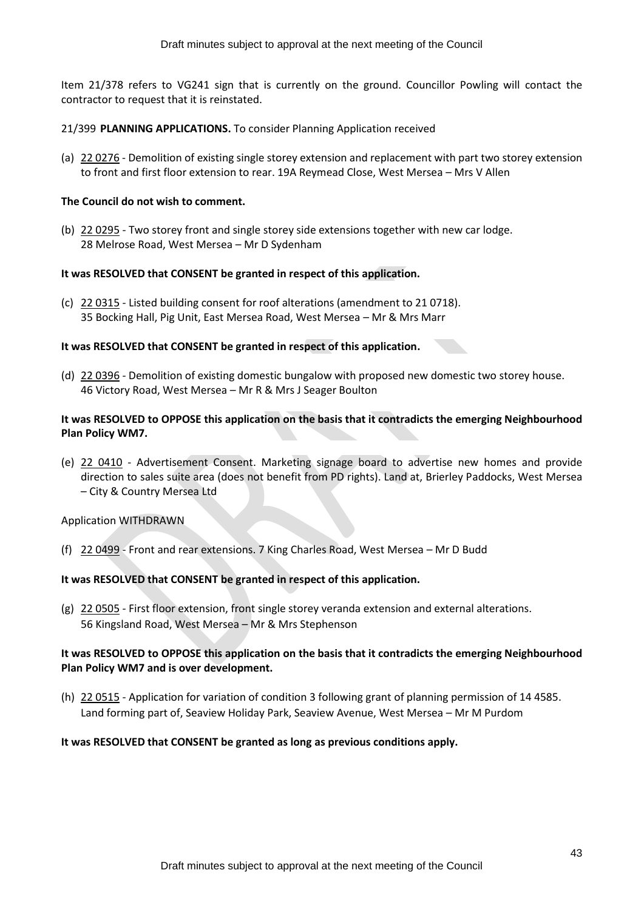Item 21/378 refers to VG241 sign that is currently on the ground. Councillor Powling will contact the contractor to request that it is reinstated.

21/399 **PLANNING APPLICATIONS.** To consider Planning Application received

(a) 22 0276 - Demolition of existing single storey extension and replacement with part two storey extension to front and first floor extension to rear. 19A Reymead Close, West Mersea – Mrs V Allen

**The Council do not wish to comment.**

(b) 22 0295 - Two storey front and single storey side extensions together with new car lodge. 28 Melrose Road, West Mersea – Mr D Sydenham

**It was RESOLVED that CONSENT be granted in respect of this application.**

(c) 22 0315 - Listed building consent for roof alterations (amendment to 21 0718). 35 Bocking Hall, Pig Unit, East Mersea Road, West Mersea – Mr & Mrs Marr

**It was RESOLVED that CONSENT be granted in respect of this application.**

(d) 22 0396 - Demolition of existing domestic bungalow with proposed new domestic two storey house. 46 Victory Road, West Mersea – Mr R & Mrs J Seager Boulton

**It was RESOLVED to OPPOSE this application on the basis that it contradicts the emerging Neighbourhood Plan Policy WM7.**

(e) 22 0410 - Advertisement Consent. Marketing signage board to advertise new homes and provide direction to sales suite area (does not benefit from PD rights). Land at, Brierley Paddocks, West Mersea – City & Country Mersea Ltd

Application WITHDRAWN

(f) 22 0499 - Front and rear extensions. 7 King Charles Road, West Mersea – Mr D Budd

**It was RESOLVED that CONSENT be granted in respect of this application.**

(g) 22 0505 - First floor extension, front single storey veranda extension and external alterations. 56 Kingsland Road, West Mersea – Mr & Mrs Stephenson

**It was RESOLVED to OPPOSE this application on the basis that it contradicts the emerging Neighbourhood Plan Policy WM7 and is over development.**

(h) 22 0515 - Application for variation of condition 3 following grant of planning permission of 14 4585. Land forming part of, Seaview Holiday Park, Seaview Avenue, West Mersea – Mr M Purdom

**It was RESOLVED that CONSENT be granted as long as previous conditions apply.**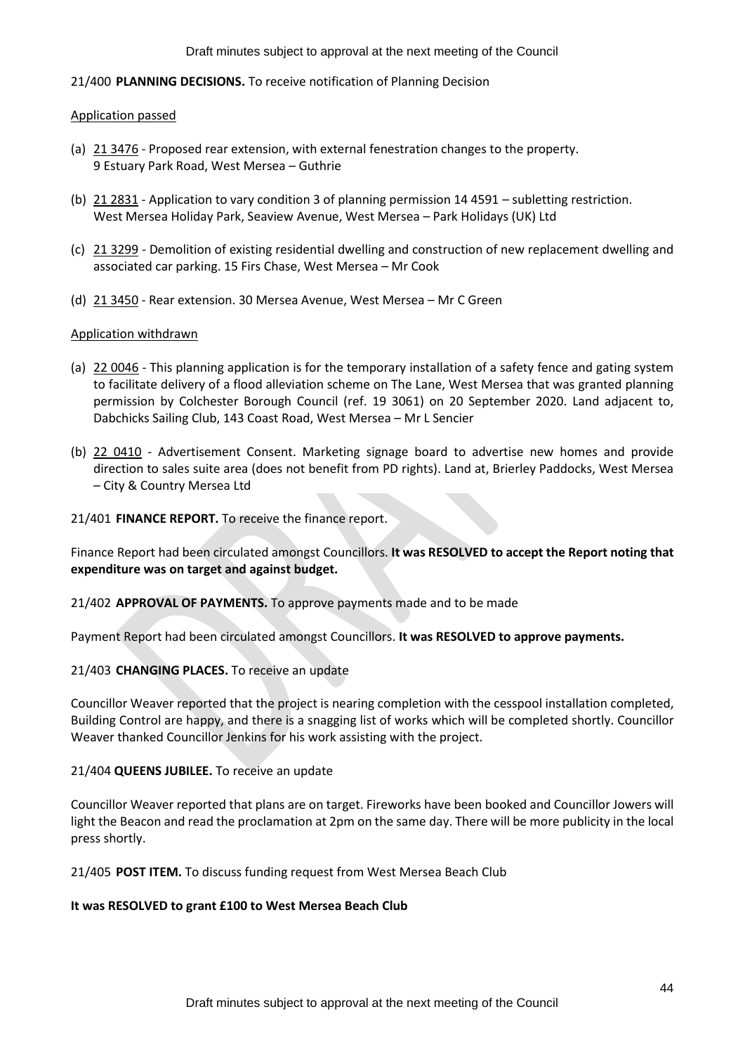21/400 **PLANNING DECISIONS.** To receive notification of Planning Decision

Application passed

(a) 21 3476 - Proposed rear extension, with external fenestration changes to the property. 9 Estuary Park Road, West Mersea – Guthrie

(b) 21 2831 - Application to vary condition 3 of planning permission 14 4591 – subletting restriction. West Mersea Holiday Park, Seaview Avenue, West Mersea – Park Holidays (UK) Ltd

(c) 21 3299 - Demolition of existing residential dwelling and construction of new replacement dwelling and associated car parking. 15 Firs Chase, West Mersea – Mr Cook

(d) 21 3450 - Rear extension. 30 Mersea Avenue, West Mersea – Mr C Green

Application withdrawn

(a) 22 0046 - This planning application is for the temporary installation of a safety fence and gating system to facilitate delivery of a flood alleviation scheme on The Lane, West Mersea that was granted planning permission by Colchester Borough Council (ref. 19 3061) on 20 September 2020. Land adjacent to, Dabchicks Sailing Club, 143 Coast Road, West Mersea – Mr L Sencier

(b) 22 0410 - Advertisement Consent. Marketing signage board to advertise new homes and provide direction to sales suite area (does not benefit from PD rights). Land at, Brierley Paddocks, West Mersea – City & Country Mersea Ltd

21/401 **FINANCE REPORT.** To receive the finance report.

Finance Report had been circulated amongst Councillors. **It was RESOLVED to accept the Report noting that expenditure was on target and against budget.**

21/402 **APPROVAL OF PAYMENTS.** To approve payments made and to be made

Payment Report had been circulated amongst Councillors. **It was RESOLVED to approve payments.**

21/403 **CHANGING PLACES.** To receive an update

Councillor Weaver reported that the project is nearing completion with the cesspool installation completed, Building Control are happy, and there is a snagging list of works which will be completed shortly. Councillor Weaver thanked Councillor Jenkins for his work assisting with the project.

21/404 **QUEENS JUBILEE.** To receive an update

Councillor Weaver reported that plans are on target. Fireworks have been booked and Councillor Jowers will light the Beacon and read the proclamation at 2pm on the same day. There will be more publicity in the local press shortly.

21/405 **POST ITEM.** To discuss funding request from West Mersea Beach Club

**It was RESOLVED to grant £100 to West Mersea Beach Club**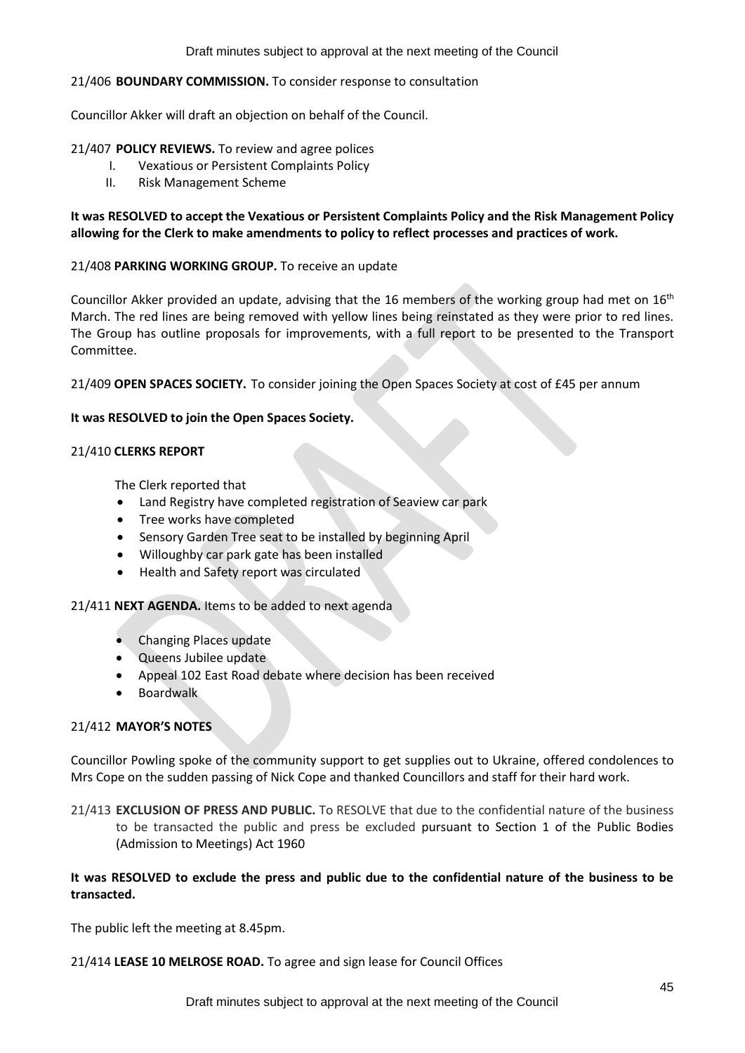21/406 **BOUNDARY COMMISSION.** To consider response to consultation

Councillor Akker will draft an objection on behalf of the Council.

21/407 **POLICY REVIEWS.** To review and agree polices

I. Vexatious or Persistent Complaints Policy
II. Risk Management Scheme

**It was RESOLVED to accept the Vexatious or Persistent Complaints Policy and the Risk Management Policy allowing for the Clerk to make amendments to policy to reflect processes and practices of work.**

21/408 **PARKING WORKING GROUP.** To receive an update

Councillor Akker provided an update, advising that the 16 members of the working group had met on 16th March. The red lines are being removed with yellow lines being reinstated as they were prior to red lines. The Group has outline proposals for improvements, with a full report to be presented to the Transport Committee.

21/409 **OPEN SPACES SOCIETY.** To consider joining the Open Spaces Society at cost of £45 per annum

**It was RESOLVED to join the Open Spaces Society.**

21/410 **CLERKS REPORT**

The Clerk reported that

- Land Registry have completed registration of Seaview car park
- Tree works have completed
- Sensory Garden Tree seat to be installed by beginning April
- Willoughby car park gate has been installed
- Health and Safety report was circulated

21/411 **NEXT AGENDA.** Items to be added to next agenda

- Changing Places update
- Queens Jubilee update
- Appeal 102 East Road debate where decision has been received
- Boardwalk

21/412 **MAYOR'S NOTES**

Councillor Powling spoke of the community support to get supplies out to Ukraine, offered condolences to Mrs Cope on the sudden passing of Nick Cope and thanked Councillors and staff for their hard work.

21/413 **EXCLUSION OF PRESS AND PUBLIC.** To RESOLVE that due to the confidential nature of the business to be transacted the public and press be excluded pursuant to Section 1 of the Public Bodies (Admission to Meetings) Act 1960

**It was RESOLVED to exclude the press and public due to the confidential nature of the business to be transacted.**

The public left the meeting at 8.45pm.

21/414 **LEASE 10 MELROSE ROAD.** To agree and sign lease for Council Offices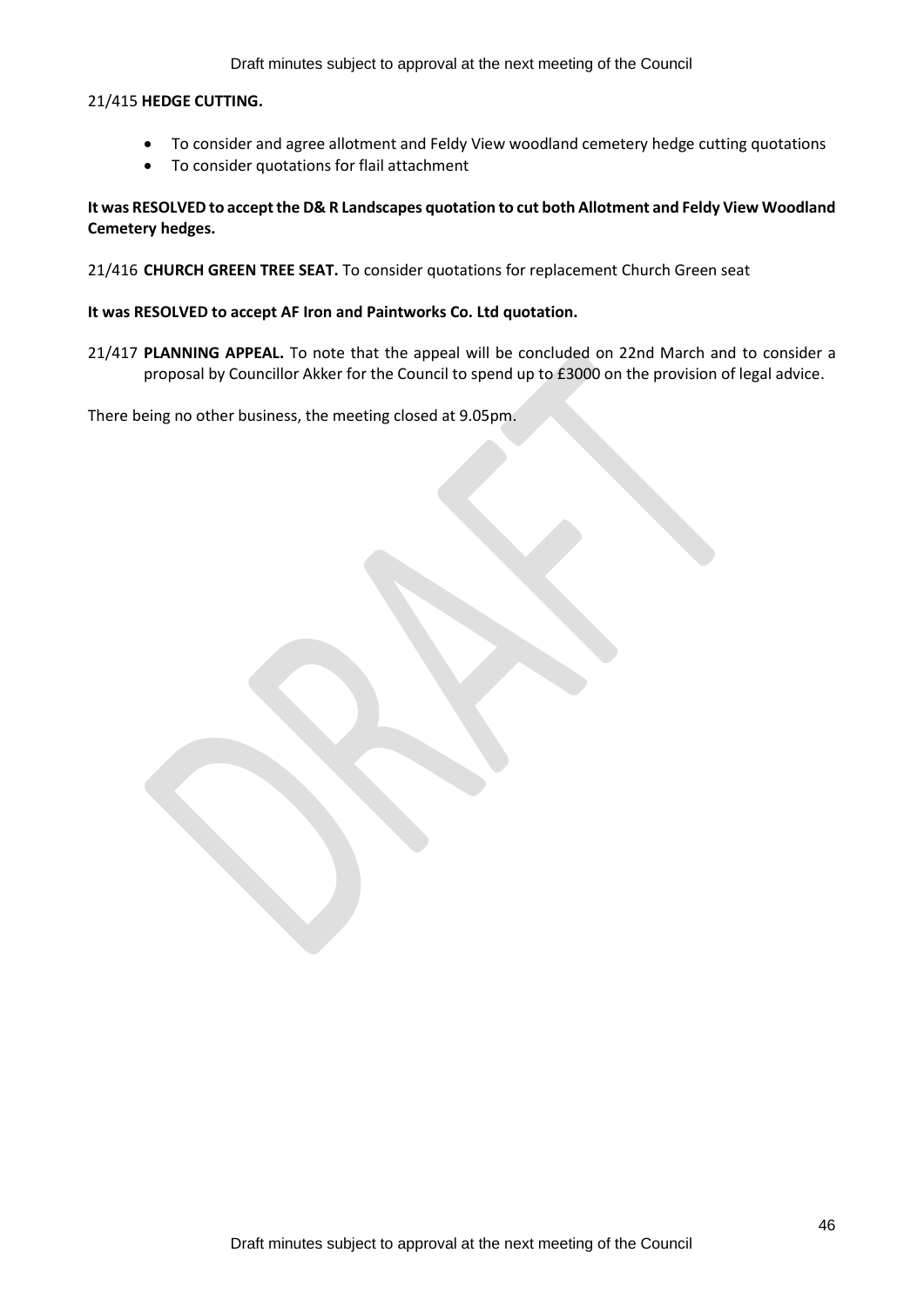21/415 **HEDGE CUTTING.**

- To consider and agree allotment and Feldy View woodland cemetery hedge cutting quotations
- To consider quotations for flail attachment

**It was RESOLVED to accept the D& R Landscapes quotation to cut both Allotment and Feldy View Woodland Cemetery hedges.**

21/416 **CHURCH GREEN TREE SEAT.** To consider quotations for replacement Church Green seat

**It was RESOLVED to accept AF Iron and Paintworks Co. Ltd quotation.**

21/417 **PLANNING APPEAL.** To note that the appeal will be concluded on 22nd March and to consider a proposal by Councillor Akker for the Council to spend up to £3000 on the provision of legal advice.

There being no other business, the meeting closed at 9.05pm.